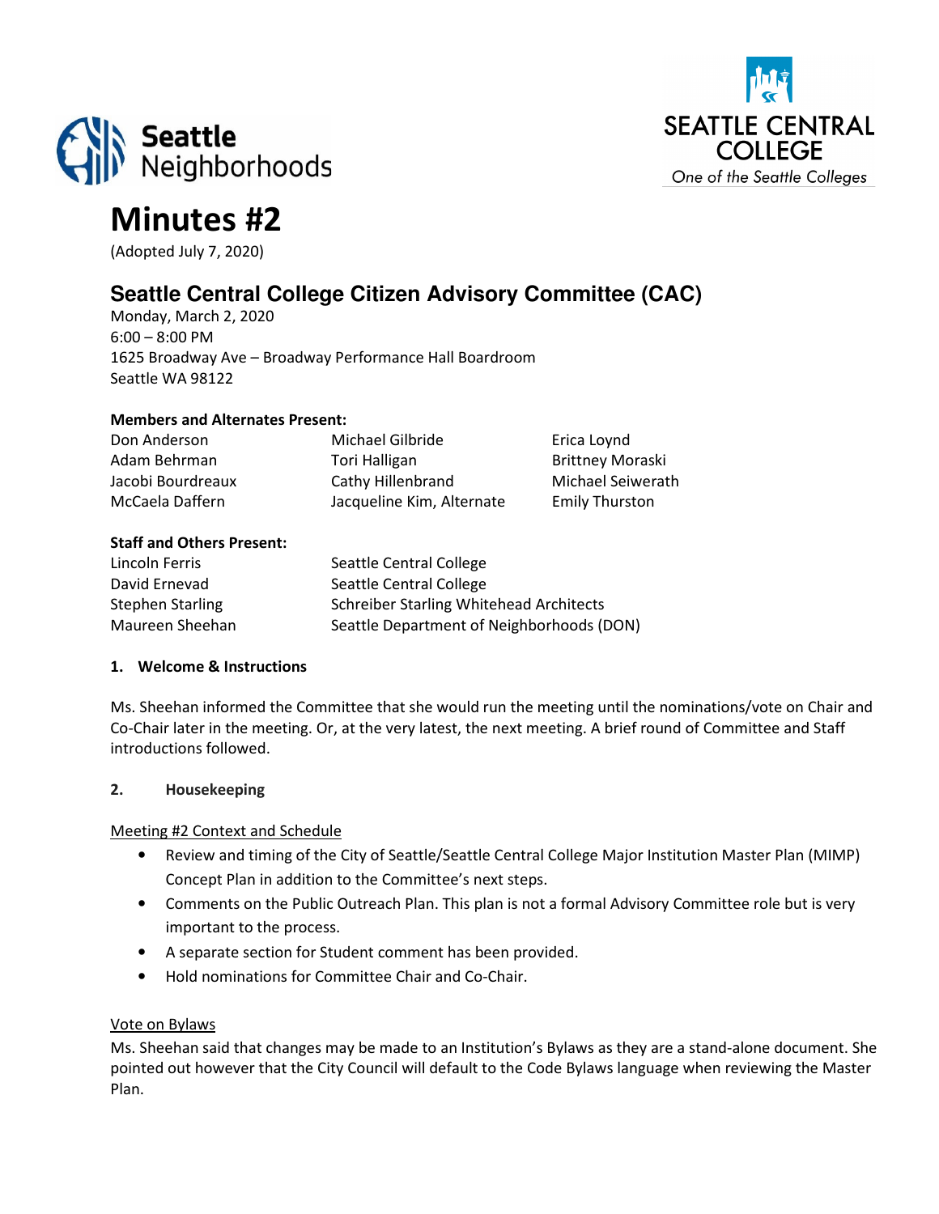# Minutes #2

(Adopted July 7, 2020)

## Seattle Central College Citizen Advisory Committee (CAC)

Monday, March 2, 2020
6:00 – 8:00 PM
1625 Broadway Ave – Broadway Performance Hall Boardroom
Seattle WA 98122

**Members and Alternates Present:**

| | | |
|---|---|---|
| Don Anderson | Michael Gilbride | Erica Loynd |
| Adam Behrman | Tori Halligan | Brittney Moraski |
| Jacobi Bourdreaux | Cathy Hillenbrand | Michael Seiwerath |
| McCaela Daffern | Jacqueline Kim, Alternate | Emily Thurston |

**Staff and Others Present:**

| | |
|---|---|
| Lincoln Ferris | Seattle Central College |
| David Ernevad | Seattle Central College |
| Stephen Starling | Schreiber Starling Whitehead Architects |
| Maureen Sheehan | Seattle Department of Neighborhoods (DON) |

**1. Welcome & Instructions**

Ms. Sheehan informed the Committee that she would run the meeting until the nominations/vote on Chair and Co-Chair later in the meeting. Or, at the very latest, the next meeting. A brief round of Committee and Staff introductions followed.

**2. Housekeeping**

Meeting #2 Context and Schedule

- Review and timing of the City of Seattle/Seattle Central College Major Institution Master Plan (MIMP) Concept Plan in addition to the Committee's next steps.
- Comments on the Public Outreach Plan. This plan is not a formal Advisory Committee role but is very important to the process.
- A separate section for Student comment has been provided.
- Hold nominations for Committee Chair and Co-Chair.

Vote on Bylaws

Ms. Sheehan said that changes may be made to an Institution's Bylaws as they are a stand-alone document. She pointed out however that the City Council will default to the Code Bylaws language when reviewing the Master Plan.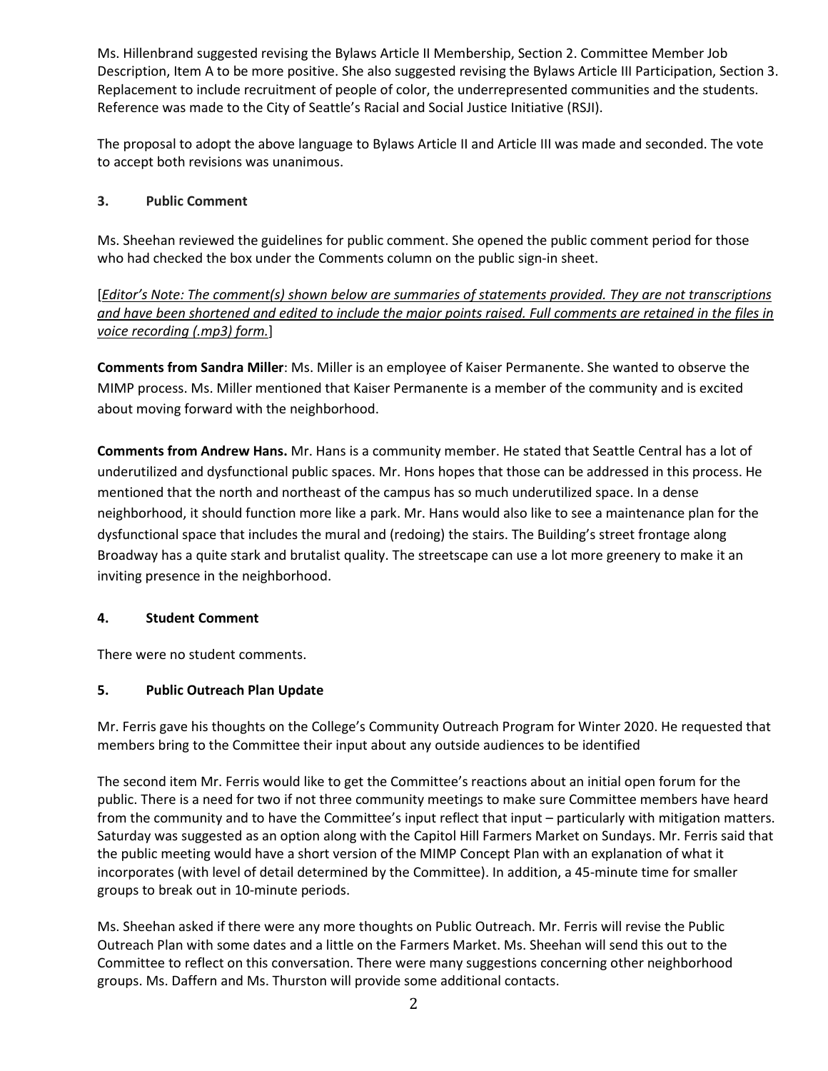Ms. Hillenbrand suggested revising the Bylaws Article II Membership, Section 2. Committee Member Job Description, Item A to be more positive. She also suggested revising the Bylaws Article III Participation, Section 3. Replacement to include recruitment of people of color, the underrepresented communities and the students. Reference was made to the City of Seattle's Racial and Social Justice Initiative (RSJI).

The proposal to adopt the above language to Bylaws Article II and Article III was made and seconded. The vote to accept both revisions was unanimous.

### 3. Public Comment

Ms. Sheehan reviewed the guidelines for public comment. She opened the public comment period for those who had checked the box under the Comments column on the public sign-in sheet.

[*Editor's Note: The comment(s) shown below are summaries of statements provided. They are not transcriptions and have been shortened and edited to include the major points raised. Full comments are retained in the files in voice recording (.mp3) form.*]

**Comments from Sandra Miller**: Ms. Miller is an employee of Kaiser Permanente. She wanted to observe the MIMP process. Ms. Miller mentioned that Kaiser Permanente is a member of the community and is excited about moving forward with the neighborhood.

**Comments from Andrew Hans.** Mr. Hans is a community member. He stated that Seattle Central has a lot of underutilized and dysfunctional public spaces. Mr. Hons hopes that those can be addressed in this process. He mentioned that the north and northeast of the campus has so much underutilized space. In a dense neighborhood, it should function more like a park. Mr. Hans would also like to see a maintenance plan for the dysfunctional space that includes the mural and (redoing) the stairs. The Building's street frontage along Broadway has a quite stark and brutalist quality. The streetscape can use a lot more greenery to make it an inviting presence in the neighborhood.

### 4. Student Comment

There were no student comments.

### 5. Public Outreach Plan Update

Mr. Ferris gave his thoughts on the College's Community Outreach Program for Winter 2020. He requested that members bring to the Committee their input about any outside audiences to be identified

The second item Mr. Ferris would like to get the Committee's reactions about an initial open forum for the public. There is a need for two if not three community meetings to make sure Committee members have heard from the community and to have the Committee's input reflect that input – particularly with mitigation matters. Saturday was suggested as an option along with the Capitol Hill Farmers Market on Sundays. Mr. Ferris said that the public meeting would have a short version of the MIMP Concept Plan with an explanation of what it incorporates (with level of detail determined by the Committee). In addition, a 45-minute time for smaller groups to break out in 10-minute periods.

Ms. Sheehan asked if there were any more thoughts on Public Outreach. Mr. Ferris will revise the Public Outreach Plan with some dates and a little on the Farmers Market. Ms. Sheehan will send this out to the Committee to reflect on this conversation. There were many suggestions concerning other neighborhood groups. Ms. Daffern and Ms. Thurston will provide some additional contacts.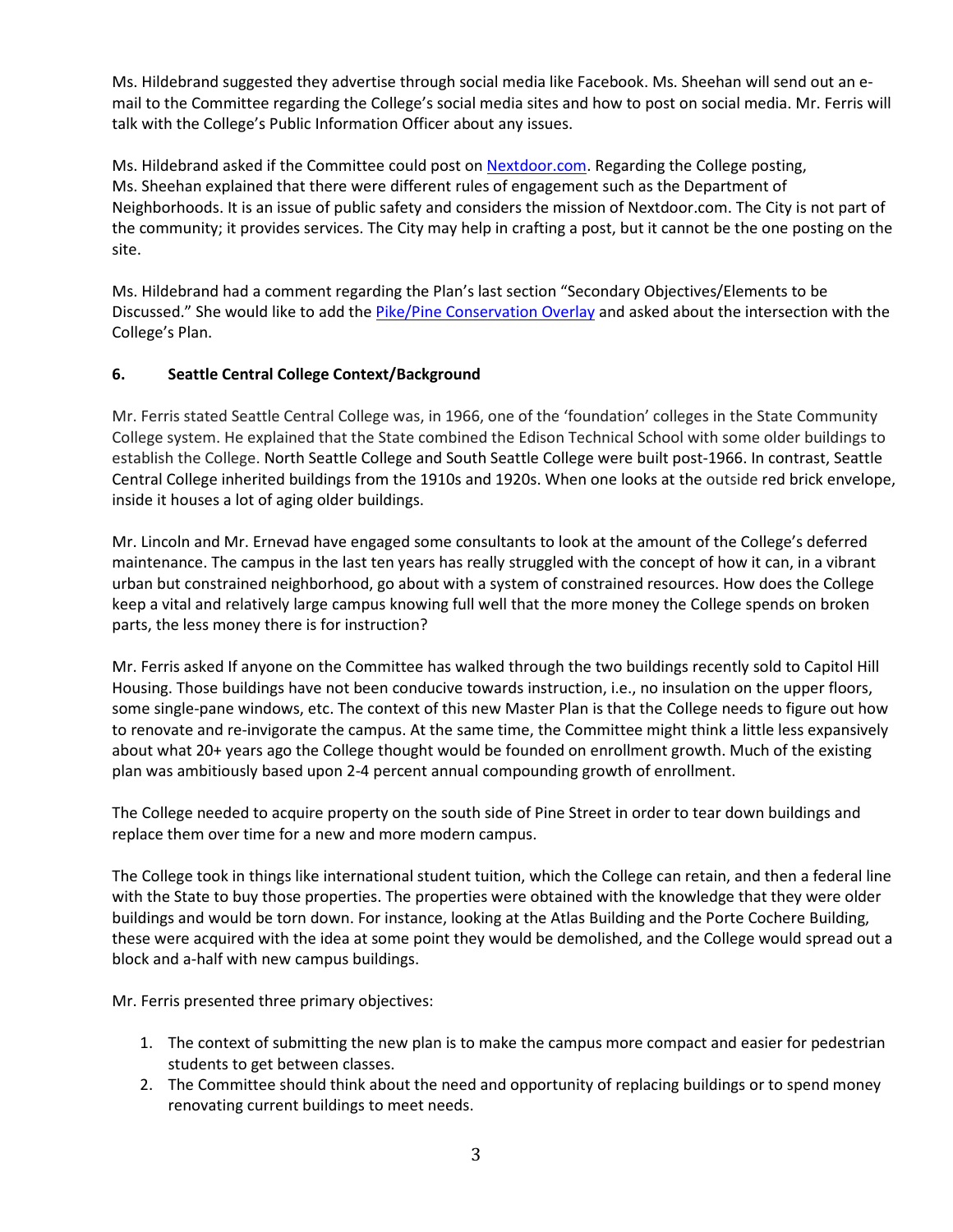Ms. Hildebrand suggested they advertise through social media like Facebook. Ms. Sheehan will send out an e-mail to the Committee regarding the College's social media sites and how to post on social media. Mr. Ferris will talk with the College's Public Information Officer about any issues.

Ms. Hildebrand asked if the Committee could post on [Nextdoor.com](Nextdoor.com). Regarding the College posting, Ms. Sheehan explained that there were different rules of engagement such as the Department of Neighborhoods. It is an issue of public safety and considers the mission of Nextdoor.com. The City is not part of the community; it provides services. The City may help in crafting a post, but it cannot be the one posting on the site.

Ms. Hildebrand had a comment regarding the Plan's last section "Secondary Objectives/Elements to be Discussed." She would like to add the Pike/Pine Conservation Overlay and asked about the intersection with the College's Plan.

### 6. Seattle Central College Context/Background

Mr. Ferris stated Seattle Central College was, in 1966, one of the 'foundation' colleges in the State Community College system. He explained that the State combined the Edison Technical School with some older buildings to establish the College. North Seattle College and South Seattle College were built post-1966. In contrast, Seattle Central College inherited buildings from the 1910s and 1920s. When one looks at the outside red brick envelope, inside it houses a lot of aging older buildings.

Mr. Lincoln and Mr. Ernevad have engaged some consultants to look at the amount of the College's deferred maintenance. The campus in the last ten years has really struggled with the concept of how it can, in a vibrant urban but constrained neighborhood, go about with a system of constrained resources. How does the College keep a vital and relatively large campus knowing full well that the more money the College spends on broken parts, the less money there is for instruction?

Mr. Ferris asked If anyone on the Committee has walked through the two buildings recently sold to Capitol Hill Housing. Those buildings have not been conducive towards instruction, i.e., no insulation on the upper floors, some single-pane windows, etc. The context of this new Master Plan is that the College needs to figure out how to renovate and re-invigorate the campus. At the same time, the Committee might think a little less expansively about what 20+ years ago the College thought would be founded on enrollment growth. Much of the existing plan was ambitiously based upon 2-4 percent annual compounding growth of enrollment.

The College needed to acquire property on the south side of Pine Street in order to tear down buildings and replace them over time for a new and more modern campus.

The College took in things like international student tuition, which the College can retain, and then a federal line with the State to buy those properties. The properties were obtained with the knowledge that they were older buildings and would be torn down. For instance, looking at the Atlas Building and the Porte Cochere Building, these were acquired with the idea at some point they would be demolished, and the College would spread out a block and a-half with new campus buildings.

Mr. Ferris presented three primary objectives:

1. The context of submitting the new plan is to make the campus more compact and easier for pedestrian students to get between classes.
2. The Committee should think about the need and opportunity of replacing buildings or to spend money renovating current buildings to meet needs.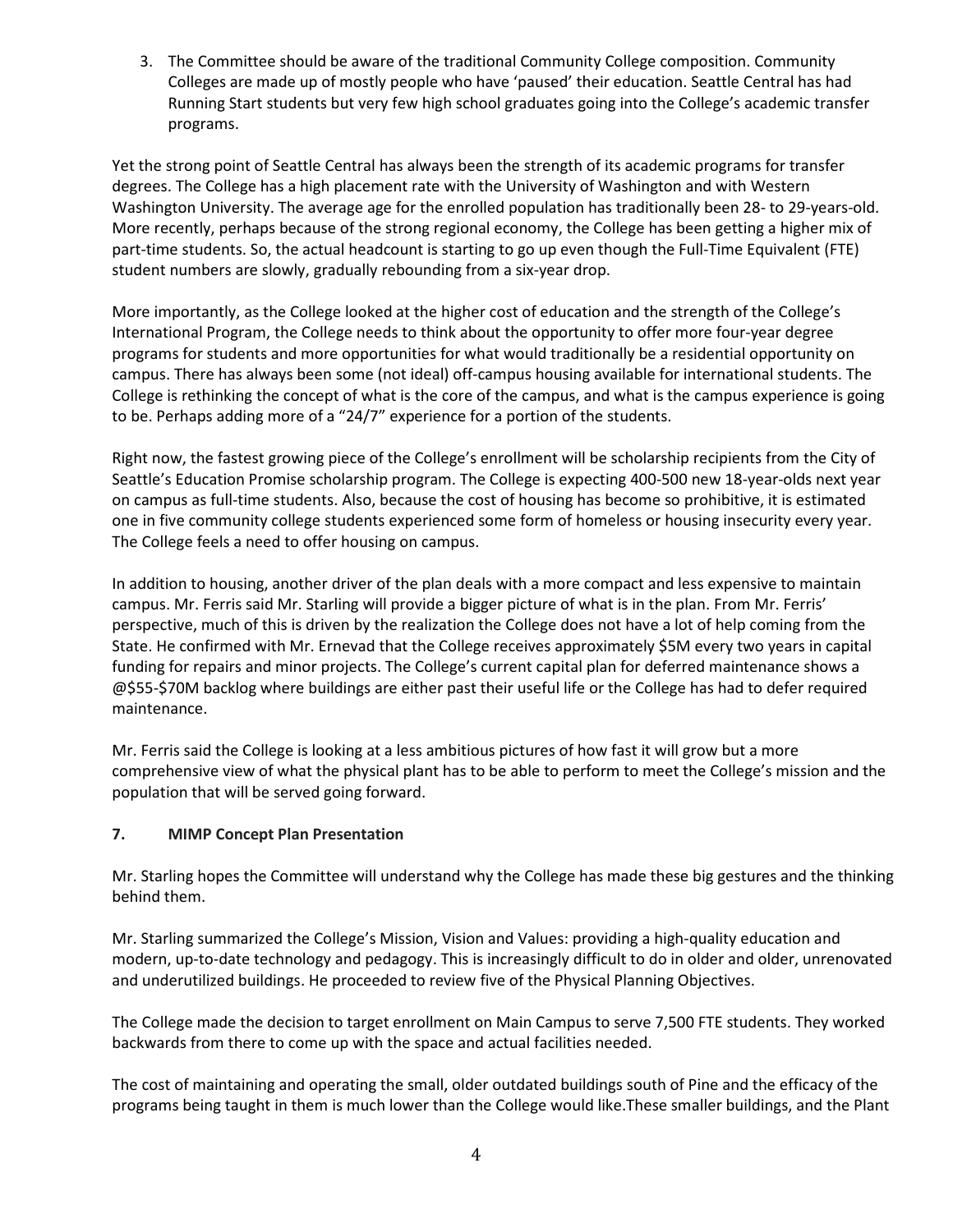3. The Committee should be aware of the traditional Community College composition. Community Colleges are made up of mostly people who have 'paused' their education. Seattle Central has had Running Start students but very few high school graduates going into the College's academic transfer programs.

Yet the strong point of Seattle Central has always been the strength of its academic programs for transfer degrees. The College has a high placement rate with the University of Washington and with Western Washington University. The average age for the enrolled population has traditionally been 28- to 29-years-old. More recently, perhaps because of the strong regional economy, the College has been getting a higher mix of part-time students. So, the actual headcount is starting to go up even though the Full-Time Equivalent (FTE) student numbers are slowly, gradually rebounding from a six-year drop.

More importantly, as the College looked at the higher cost of education and the strength of the College's International Program, the College needs to think about the opportunity to offer more four-year degree programs for students and more opportunities for what would traditionally be a residential opportunity on campus. There has always been some (not ideal) off-campus housing available for international students. The College is rethinking the concept of what is the core of the campus, and what is the campus experience is going to be. Perhaps adding more of a "24/7" experience for a portion of the students.

Right now, the fastest growing piece of the College's enrollment will be scholarship recipients from the City of Seattle's Education Promise scholarship program. The College is expecting 400-500 new 18-year-olds next year on campus as full-time students. Also, because the cost of housing has become so prohibitive, it is estimated one in five community college students experienced some form of homeless or housing insecurity every year. The College feels a need to offer housing on campus.

In addition to housing, another driver of the plan deals with a more compact and less expensive to maintain campus. Mr. Ferris said Mr. Starling will provide a bigger picture of what is in the plan. From Mr. Ferris' perspective, much of this is driven by the realization the College does not have a lot of help coming from the State. He confirmed with Mr. Ernevad that the College receives approximately $5M every two years in capital funding for repairs and minor projects. The College's current capital plan for deferred maintenance shows a @$55-$70M backlog where buildings are either past their useful life or the College has had to defer required maintenance.

Mr. Ferris said the College is looking at a less ambitious pictures of how fast it will grow but a more comprehensive view of what the physical plant has to be able to perform to meet the College's mission and the population that will be served going forward.

**7. MIMP Concept Plan Presentation**

Mr. Starling hopes the Committee will understand why the College has made these big gestures and the thinking behind them.

Mr. Starling summarized the College's Mission, Vision and Values: providing a high-quality education and modern, up-to-date technology and pedagogy. This is increasingly difficult to do in older and older, unrenovated and underutilized buildings. He proceeded to review five of the Physical Planning Objectives.

The College made the decision to target enrollment on Main Campus to serve 7,500 FTE students. They worked backwards from there to come up with the space and actual facilities needed.

The cost of maintaining and operating the small, older outdated buildings south of Pine and the efficacy of the programs being taught in them is much lower than the College would like.These smaller buildings, and the Plant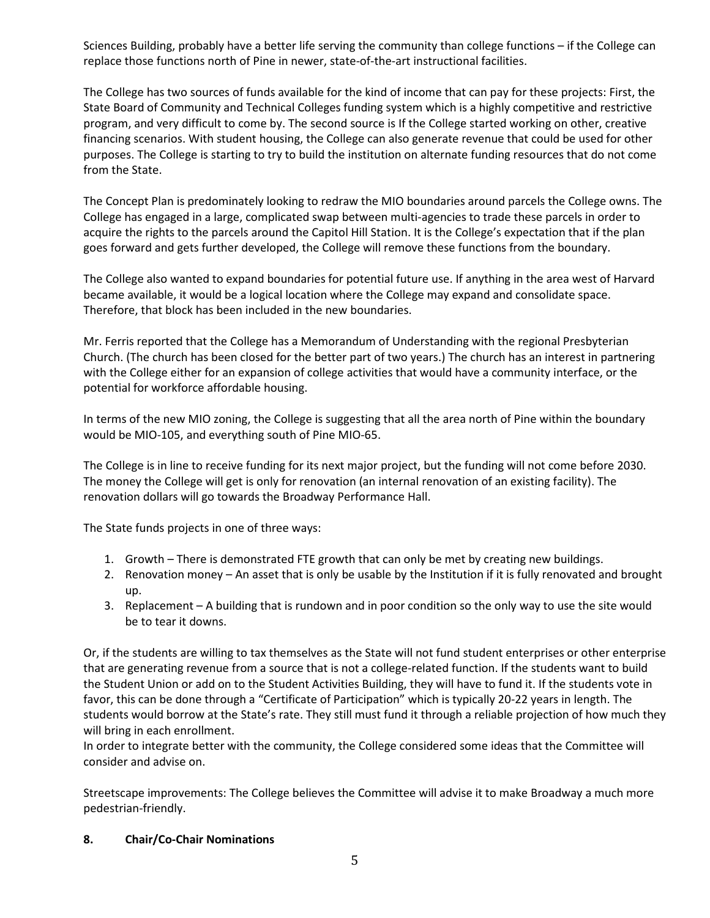Sciences Building, probably have a better life serving the community than college functions – if the College can replace those functions north of Pine in newer, state-of-the-art instructional facilities.

The College has two sources of funds available for the kind of income that can pay for these projects: First, the State Board of Community and Technical Colleges funding system which is a highly competitive and restrictive program, and very difficult to come by. The second source is If the College started working on other, creative financing scenarios. With student housing, the College can also generate revenue that could be used for other purposes. The College is starting to try to build the institution on alternate funding resources that do not come from the State.

The Concept Plan is predominately looking to redraw the MIO boundaries around parcels the College owns. The College has engaged in a large, complicated swap between multi-agencies to trade these parcels in order to acquire the rights to the parcels around the Capitol Hill Station. It is the College's expectation that if the plan goes forward and gets further developed, the College will remove these functions from the boundary.

The College also wanted to expand boundaries for potential future use. If anything in the area west of Harvard became available, it would be a logical location where the College may expand and consolidate space. Therefore, that block has been included in the new boundaries.

Mr. Ferris reported that the College has a Memorandum of Understanding with the regional Presbyterian Church. (The church has been closed for the better part of two years.) The church has an interest in partnering with the College either for an expansion of college activities that would have a community interface, or the potential for workforce affordable housing.

In terms of the new MIO zoning, the College is suggesting that all the area north of Pine within the boundary would be MIO-105, and everything south of Pine MIO-65.

The College is in line to receive funding for its next major project, but the funding will not come before 2030. The money the College will get is only for renovation (an internal renovation of an existing facility). The renovation dollars will go towards the Broadway Performance Hall.

The State funds projects in one of three ways:

1. Growth – There is demonstrated FTE growth that can only be met by creating new buildings.
2. Renovation money – An asset that is only be usable by the Institution if it is fully renovated and brought up.
3. Replacement – A building that is rundown and in poor condition so the only way to use the site would be to tear it downs.

Or, if the students are willing to tax themselves as the State will not fund student enterprises or other enterprise that are generating revenue from a source that is not a college-related function. If the students want to build the Student Union or add on to the Student Activities Building, they will have to fund it. If the students vote in favor, this can be done through a "Certificate of Participation" which is typically 20-22 years in length. The students would borrow at the State's rate. They still must fund it through a reliable projection of how much they will bring in each enrollment.
In order to integrate better with the community, the College considered some ideas that the Committee will consider and advise on.

Streetscape improvements: The College believes the Committee will advise it to make Broadway a much more pedestrian-friendly.

**8. Chair/Co-Chair Nominations**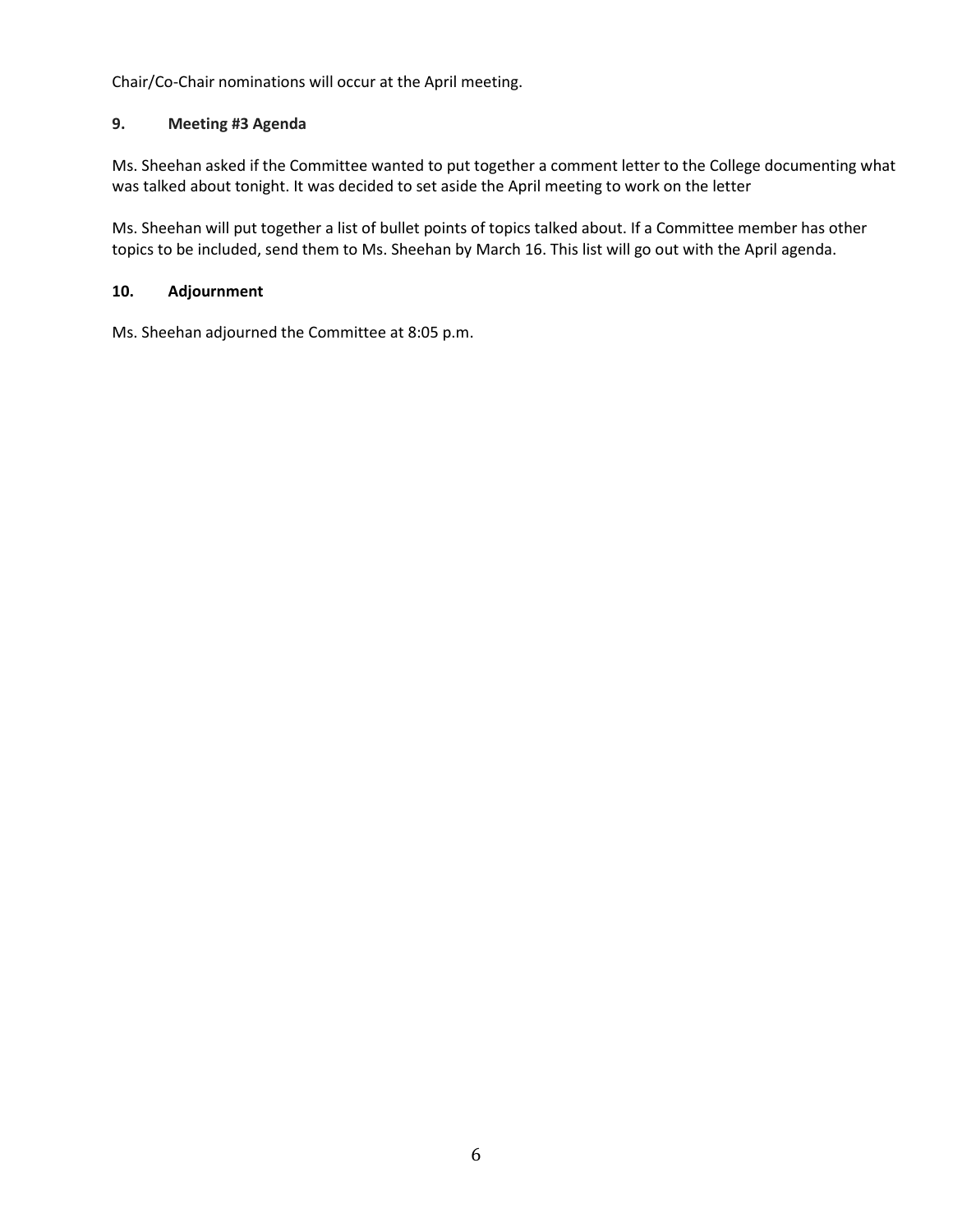Chair/Co-Chair nominations will occur at the April meeting.

### 9. Meeting #3 Agenda

Ms. Sheehan asked if the Committee wanted to put together a comment letter to the College documenting what was talked about tonight. It was decided to set aside the April meeting to work on the letter

Ms. Sheehan will put together a list of bullet points of topics talked about. If a Committee member has other topics to be included, send them to Ms. Sheehan by March 16. This list will go out with the April agenda.

### 10. Adjournment

Ms. Sheehan adjourned the Committee at 8:05 p.m.